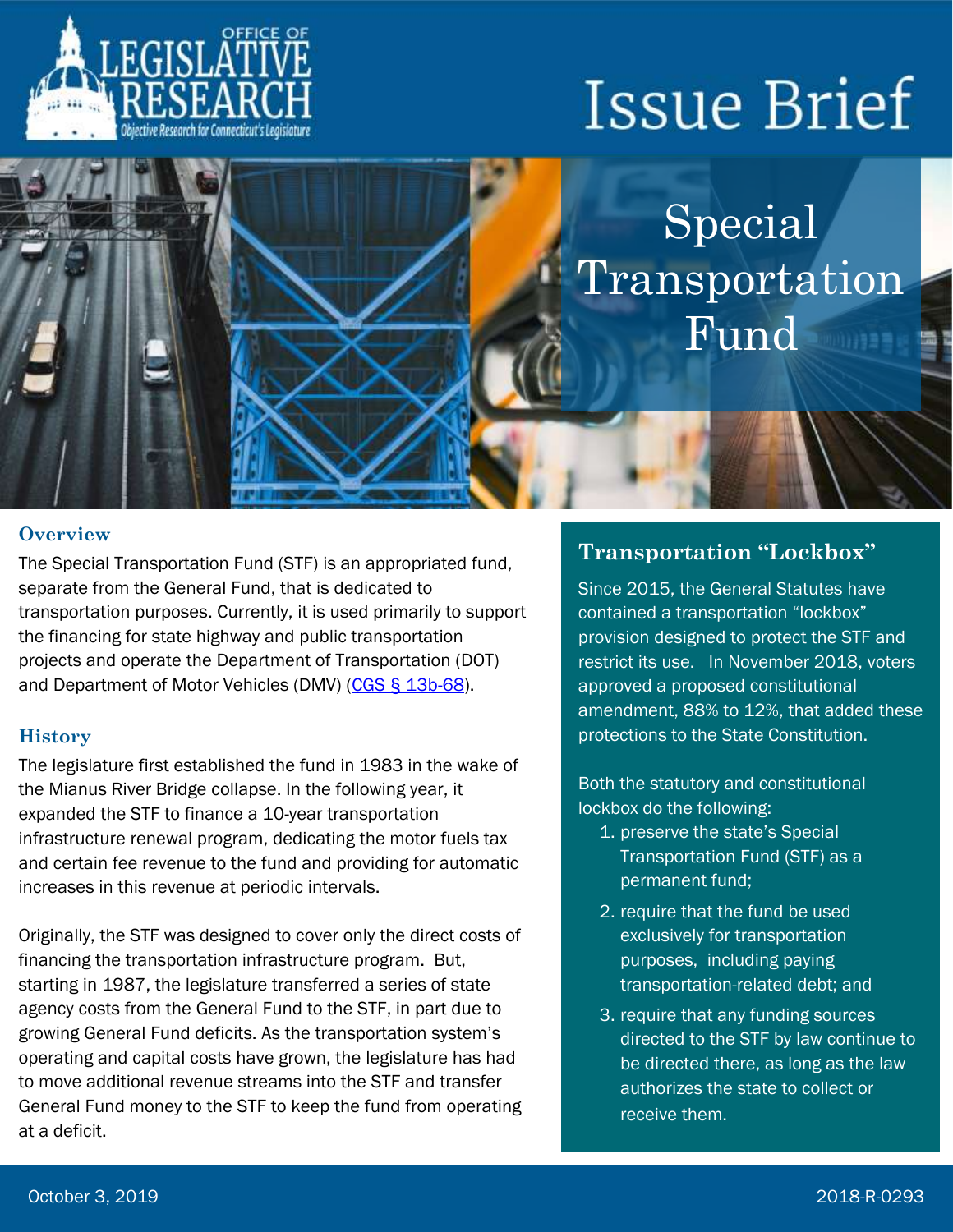OFFICE OF LEGISLATIVE RESEARCH
*Objective Research for Connecticut's Legislature*

# Issue Brief

# Special Transportation Fund

## Overview

The Special Transportation Fund (STF) is an appropriated fund, separate from the General Fund, that is dedicated to transportation purposes. Currently, it is used primarily to support the financing for state highway and public transportation projects and operate the Department of Transportation (DOT) and Department of Motor Vehicles (DMV) ([CGS § 13b-68](#)).

## History

The legislature first established the fund in 1983 in the wake of the Mianus River Bridge collapse. In the following year, it expanded the STF to finance a 10-year transportation infrastructure renewal program, dedicating the motor fuels tax and certain fee revenue to the fund and providing for automatic increases in this revenue at periodic intervals.

Originally, the STF was designed to cover only the direct costs of financing the transportation infrastructure program. But, starting in 1987, the legislature transferred a series of state agency costs from the General Fund to the STF, in part due to growing General Fund deficits. As the transportation system's operating and capital costs have grown, the legislature has had to move additional revenue streams into the STF and transfer General Fund money to the STF to keep the fund from operating at a deficit.

## Transportation "Lockbox"

Since 2015, the General Statutes have contained a transportation "lockbox" provision designed to protect the STF and restrict its use. In November 2018, voters approved a proposed constitutional amendment, 88% to 12%, that added these protections to the State Constitution.

Both the statutory and constitutional lockbox do the following:

1. preserve the state's Special Transportation Fund (STF) as a permanent fund;
2. require that the fund be used exclusively for transportation purposes, including paying transportation-related debt; and
3. require that any funding sources directed to the STF by law continue to be directed there, as long as the law authorizes the state to collect or receive them.

October 3, 2019

2018-R-0293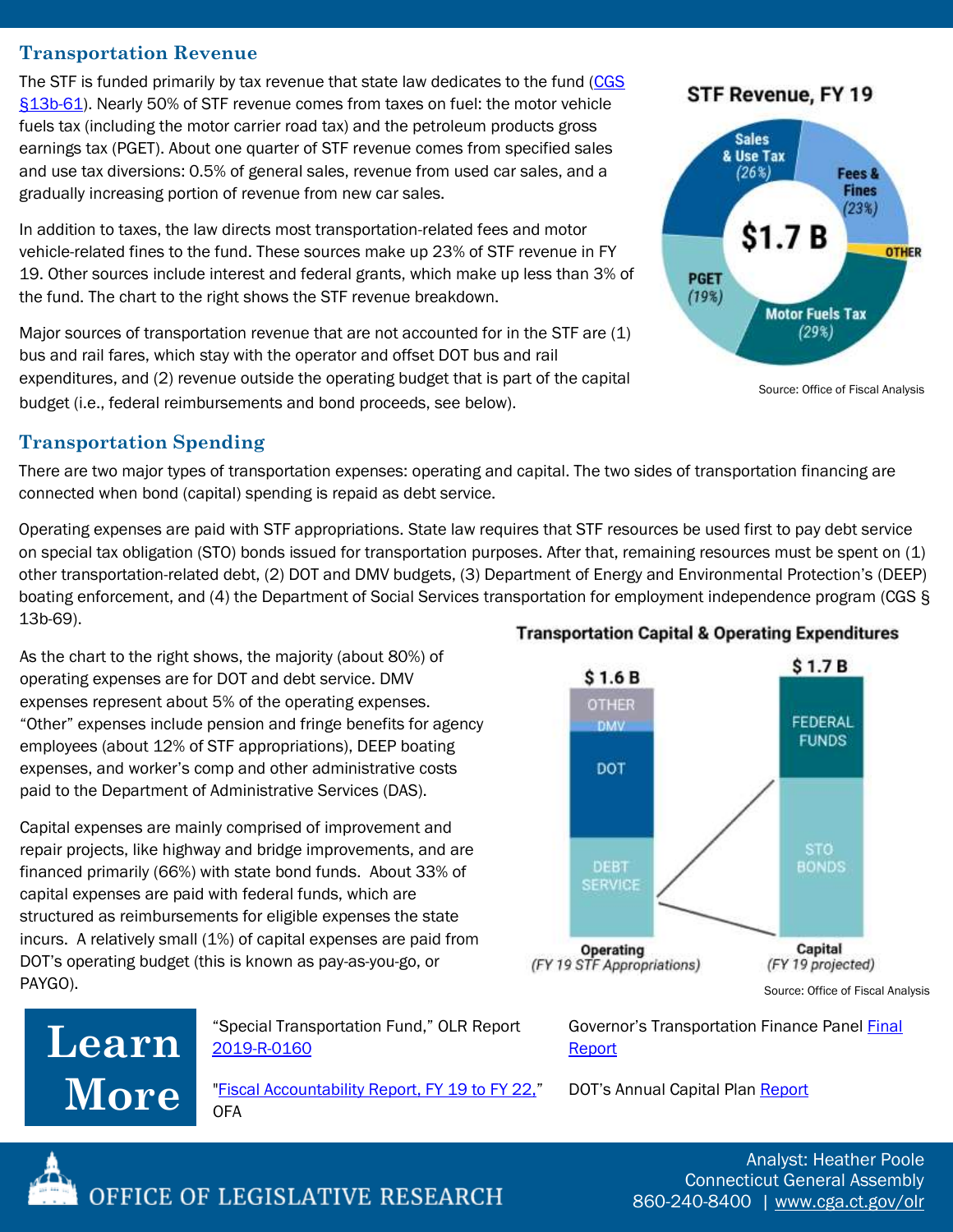## Transportation Revenue

The STF is funded primarily by tax revenue that state law dedicates to the fund (CGS §13b-61). Nearly 50% of STF revenue comes from taxes on fuel: the motor vehicle fuels tax (including the motor carrier road tax) and the petroleum products gross earnings tax (PGET). About one quarter of STF revenue comes from specified sales and use tax diversions: 0.5% of general sales, revenue from used car sales, and a gradually increasing portion of revenue from new car sales.

In addition to taxes, the law directs most transportation-related fees and motor vehicle-related fines to the fund. These sources make up 23% of STF revenue in FY 19. Other sources include interest and federal grants, which make up less than 3% of the fund. The chart to the right shows the STF revenue breakdown.

Major sources of transportation revenue that are not accounted for in the STF are (1) bus and rail fares, which stay with the operator and offset DOT bus and rail expenditures, and (2) revenue outside the operating budget that is part of the capital budget (i.e., federal reimbursements and bond proceeds, see below).

**STF Revenue, FY 19**

$1.7 B

Sales & Use Tax (26%)

Fees & Fines (23%)

OTHER

Motor Fuels Tax (29%)

PGET (19%)

Source: Office of Fiscal Analysis

## Transportation Spending

There are two major types of transportation expenses: operating and capital. The two sides of transportation financing are connected when bond (capital) spending is repaid as debt service.

Operating expenses are paid with STF appropriations. State law requires that STF resources be used first to pay debt service on special tax obligation (STO) bonds issued for transportation purposes. After that, remaining resources must be spent on (1) other transportation-related debt, (2) DOT and DMV budgets, (3) Department of Energy and Environmental Protection's (DEEP) boating enforcement, and (4) the Department of Social Services transportation for employment independence program (CGS § 13b-69).

As the chart to the right shows, the majority (about 80%) of operating expenses are for DOT and debt service. DMV expenses represent about 5% of the operating expenses. "Other" expenses include pension and fringe benefits for agency employees (about 12% of STF appropriations), DEEP boating expenses, and worker's comp and other administrative costs paid to the Department of Administrative Services (DAS).

Capital expenses are mainly comprised of improvement and repair projects, like highway and bridge improvements, and are financed primarily (66%) with state bond funds. About 33% of capital expenses are paid with federal funds, which are structured as reimbursements for eligible expenses the state incurs. A relatively small (1%) of capital expenses are paid from DOT's operating budget (this is known as pay-as-you-go, or PAYGO).

**Transportation Capital & Operating Expenditures**

$ 1.6 B

OTHER

DMV

DOT

DEBT SERVICE

Operating (FY 19 STF Appropriations)

$ 1.7 B

FEDERAL FUNDS

STO BONDS

Capital (FY 19 projected)

Source: Office of Fiscal Analysis

## Learn More

"Special Transportation Fund," OLR Report 2019-R-0160

"Fiscal Accountability Report, FY 19 to FY 22," OFA

Governor's Transportation Finance Panel Final Report

DOT's Annual Capital Plan Report

OFFICE OF LEGISLATIVE RESEARCH

Analyst: Heather Poole
Connecticut General Assembly
860-240-8400 | www.cga.ct.gov/olr